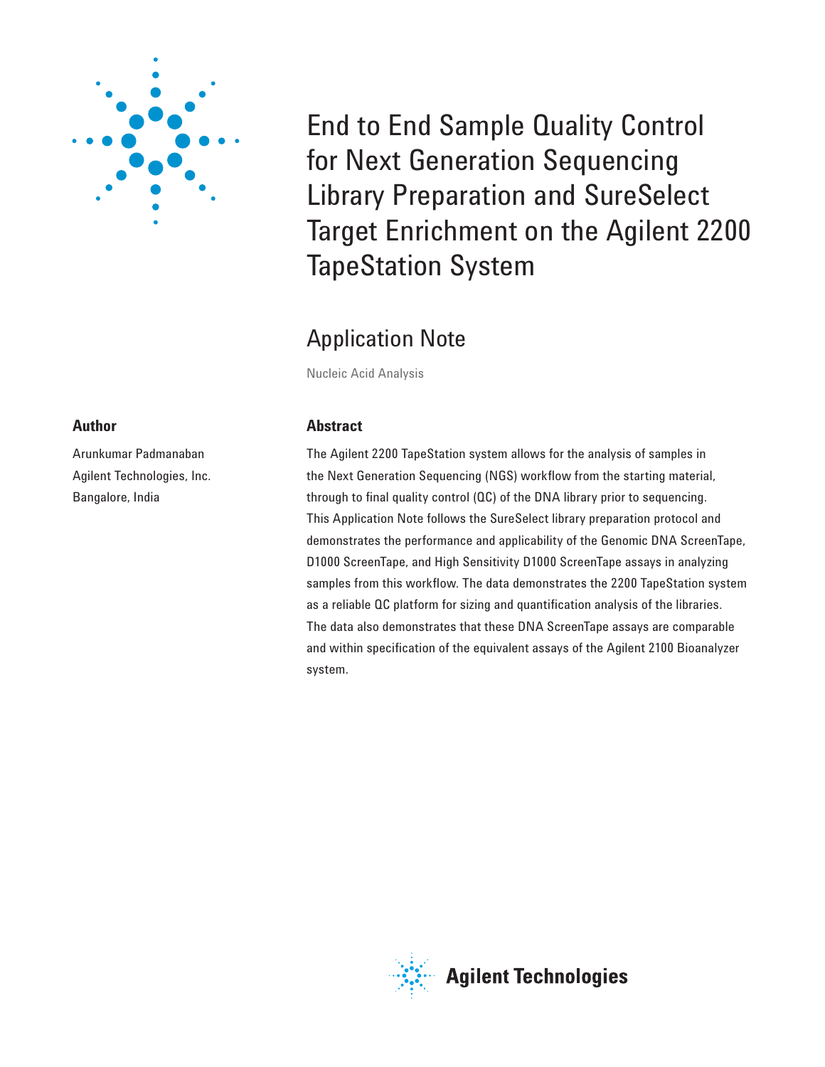# End to End Sample Quality Control for Next Generation Sequencing Library Preparation and SureSelect Target Enrichment on the Agilent 2200 TapeStation System

## Application Note

Nucleic Acid Analysis

### Author

Arunkumar Padmanaban
Agilent Technologies, Inc.
Bangalore, India

### Abstract

The Agilent 2200 TapeStation system allows for the analysis of samples in the Next Generation Sequencing (NGS) workflow from the starting material, through to final quality control (QC) of the DNA library prior to sequencing. This Application Note follows the SureSelect library preparation protocol and demonstrates the performance and applicability of the Genomic DNA ScreenTape, D1000 ScreenTape, and High Sensitivity D1000 ScreenTape assays in analyzing samples from this workflow. The data demonstrates the 2200 TapeStation system as a reliable QC platform for sizing and quantification analysis of the libraries. The data also demonstrates that these DNA ScreenTape assays are comparable and within specification of the equivalent assays of the Agilent 2100 Bioanalyzer system.

Agilent Technologies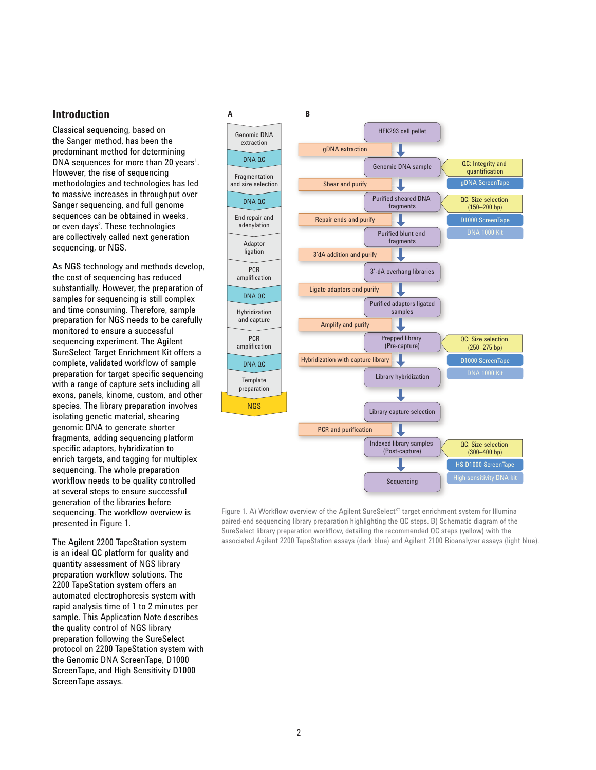## Introduction

Classical sequencing, based on the Sanger method, has been the predominant method for determining DNA sequences for more than 20 years[1]. However, the rise of sequencing methodologies and technologies has led to massive increases in throughput over Sanger sequencing, and full genome sequences can be obtained in weeks, or even days[2]. These technologies are collectively called next generation sequencing, or NGS.

As NGS technology and methods develop, the cost of sequencing has reduced substantially. However, the preparation of samples for sequencing is still complex and time consuming. Therefore, sample preparation for NGS needs to be carefully monitored to ensure a successful sequencing experiment. The Agilent SureSelect Target Enrichment Kit offers a complete, validated workflow of sample preparation for target specific sequencing with a range of capture sets including all exons, panels, kinome, custom, and other species. The library preparation involves isolating genetic material, shearing genomic DNA to generate shorter fragments, adding sequencing platform specific adaptors, hybridization to enrich targets, and tagging for multiplex sequencing. The whole preparation workflow needs to be quality controlled at several steps to ensure successful generation of the libraries before sequencing. The workflow overview is presented in Figure 1.

The Agilent 2200 TapeStation system is an ideal QC platform for quality and quantity assessment of NGS library preparation workflow solutions. The 2200 TapeStation system offers an automated electrophoresis system with rapid analysis time of 1 to 2 minutes per sample. This Application Note describes the quality control of NGS library preparation following the SureSelect protocol on 2200 TapeStation system with the Genomic DNA ScreenTape, D1000 ScreenTape, and High Sensitivity D1000 ScreenTape assays.

**A**

- Genomic DNA extraction
- DNA QC
- Fragmentation and size selection
- DNA QC
- End repair and adenylation
- Adaptor ligation
- PCR amplification
- DNA QC
- Hybridization and capture
- PCR amplification
- DNA QC
- Template preparation
- NGS

**B**

| Step | Product | QC | TapeStation assay | Bioanalyzer assay |
|---|---|---|---|---|
| | HEK293 cell pellet | | | |
| gDNA extraction | Genomic DNA sample | QC: Integrity and quantification | gDNA ScreenTape | |
| Shear and purify | Purified sheared DNA fragments | QC: Size selection (150–200 bp) | D1000 ScreenTape | DNA 1000 Kit |
| Repair ends and purify | Purified blunt end fragments | | | |
| 3'dA addition and purify | 3'-dA overhang libraries | | | |
| Ligate adaptors and purify | Purified adaptors ligated samples | | | |
| Amplify and purify | Prepped library (Pre-capture) | QC: Size selection (250–275 bp) | D1000 ScreenTape | DNA 1000 Kit |
| Hybridization with capture library | Library hybridization | | | |
| | Library capture selection | | | |
| PCR and purification | Indexed library samples (Post-capture) | QC: Size selection (300–400 bp) | HS D1000 ScreenTape | High sensitivity DNA kit |
| | Sequencing | | | |

Figure 1. A) Workflow overview of the Agilent SureSelect[XT] target enrichment system for Illumina paired-end sequencing library preparation highlighting the QC steps. B) Schematic diagram of the SureSelect library preparation workflow, detailing the recommended QC steps (yellow) with the associated Agilent 2200 TapeStation assays (dark blue) and Agilent 2100 Bioanalyzer assays (light blue).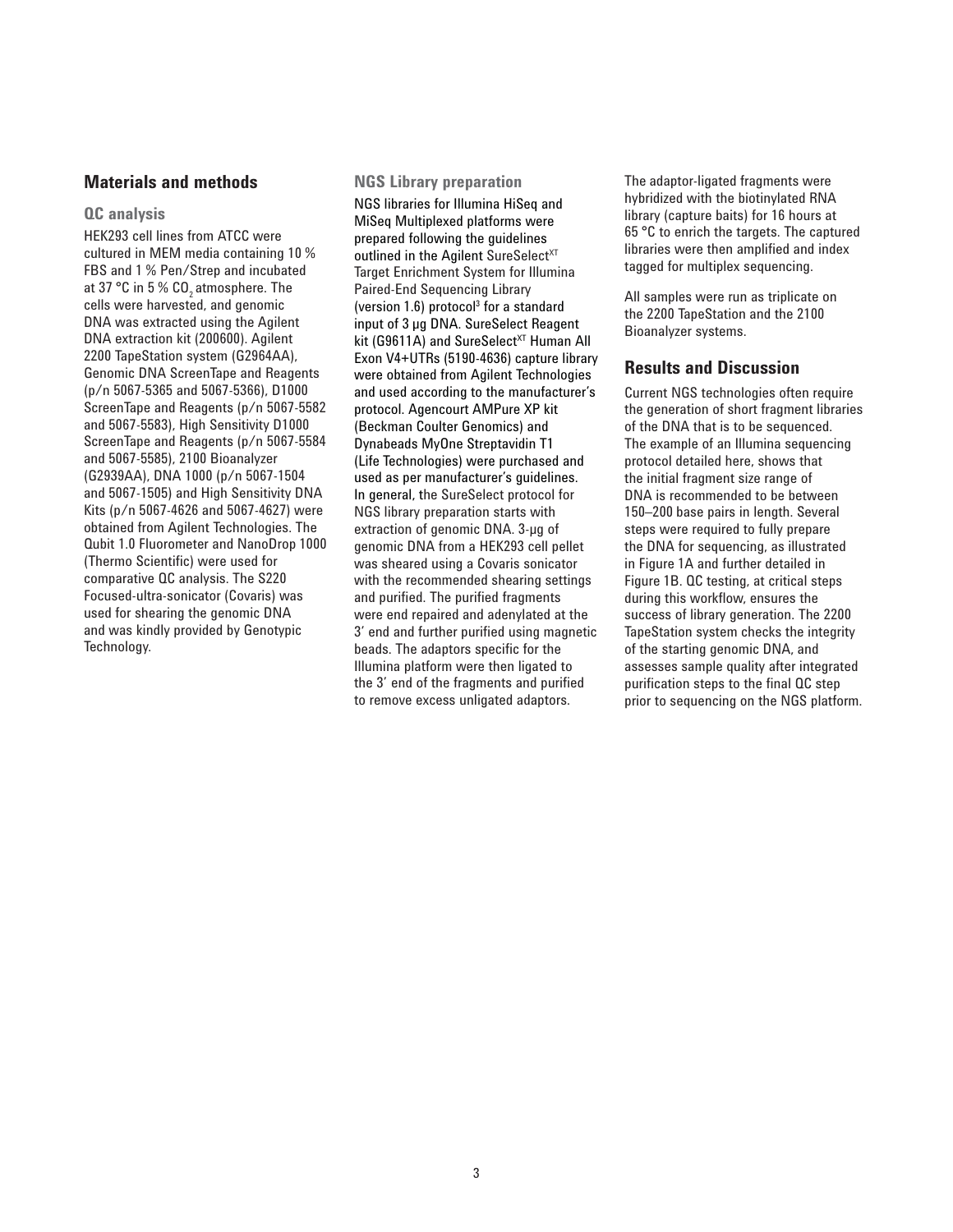## Materials and methods

### QC analysis

HEK293 cell lines from ATCC were cultured in MEM media containing 10 % FBS and 1 % Pen/Strep and incubated at 37 °C in 5 % $CO_2$ atmosphere. The cells were harvested, and genomic DNA was extracted using the Agilent DNA extraction kit (200600). Agilent 2200 TapeStation system (G2964AA), Genomic DNA ScreenTape and Reagents (p/n 5067-5365 and 5067-5366), D1000 ScreenTape and Reagents (p/n 5067-5582 and 5067-5583), High Sensitivity D1000 ScreenTape and Reagents (p/n 5067-5584 and 5067-5585), 2100 Bioanalyzer (G2939AA), DNA 1000 (p/n 5067-1504 and 5067-1505) and High Sensitivity DNA Kits (p/n 5067-4626 and 5067-4627) were obtained from Agilent Technologies. The Qubit 1.0 Fluorometer and NanoDrop 1000 (Thermo Scientific) were used for comparative QC analysis. The S220 Focused-ultra-sonicator (Covaris) was used for shearing the genomic DNA and was kindly provided by Genotypic Technology.

### NGS Library preparation

NGS libraries for Illumina HiSeq and MiSeq Multiplexed platforms were prepared following the guidelines outlined in the Agilent SureSelect$^{XT}$ Target Enrichment System for Illumina Paired-End Sequencing Library (version 1.6) protocol[3] for a standard input of 3 µg DNA. SureSelect Reagent kit (G9611A) and SureSelect$^{XT}$ Human All Exon V4+UTRs (5190-4636) capture library were obtained from Agilent Technologies and used according to the manufacturer's protocol. Agencourt AMPure XP kit (Beckman Coulter Genomics) and Dynabeads MyOne Streptavidin T1 (Life Technologies) were purchased and used as per manufacturer's guidelines. In general, the SureSelect protocol for NGS library preparation starts with extraction of genomic DNA. 3-µg of genomic DNA from a HEK293 cell pellet was sheared using a Covaris sonicator with the recommended shearing settings and purified. The purified fragments were end repaired and adenylated at the 3′ end and further purified using magnetic beads. The adaptors specific for the Illumina platform were then ligated to the 3′ end of the fragments and purified to remove excess unligated adaptors.

The adaptor-ligated fragments were hybridized with the biotinylated RNA library (capture baits) for 16 hours at 65 °C to enrich the targets. The captured libraries were then amplified and index tagged for multiplex sequencing.

All samples were run as triplicate on the 2200 TapeStation and the 2100 Bioanalyzer systems.

## Results and Discussion

Current NGS technologies often require the generation of short fragment libraries of the DNA that is to be sequenced. The example of an Illumina sequencing protocol detailed here, shows that the initial fragment size range of DNA is recommended to be between 150–200 base pairs in length. Several steps were required to fully prepare the DNA for sequencing, as illustrated in Figure 1A and further detailed in Figure 1B. QC testing, at critical steps during this workflow, ensures the success of library generation. The 2200 TapeStation system checks the integrity of the starting genomic DNA, and assesses sample quality after integrated purification steps to the final QC step prior to sequencing on the NGS platform.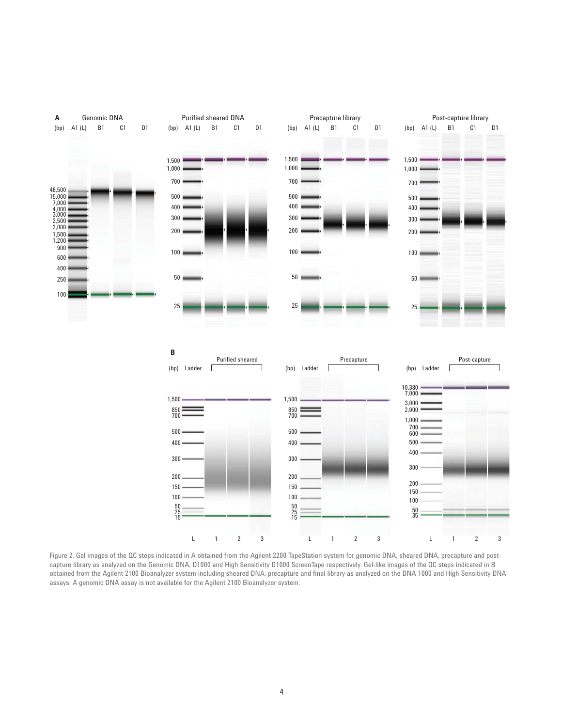Figure 2. Gel images of the QC steps indicated in A obtained from the Agilent 2200 TapeStation system for genomic DNA, sheared DNA, precapture and post-capture library as analyzed on the Genomic DNA, D1000 and High Sensitivity D1000 ScreenTape respectively. Gel-like images of the QC steps indicated in B obtained from the Agilent 2100 Bioanalyzer system including sheared DNA, precapture and final library as analyzed on the DNA 1000 and High Sensitivity DNA assays. A genomic DNA assay is not available for the Agilent 2100 Bioanalyzer system.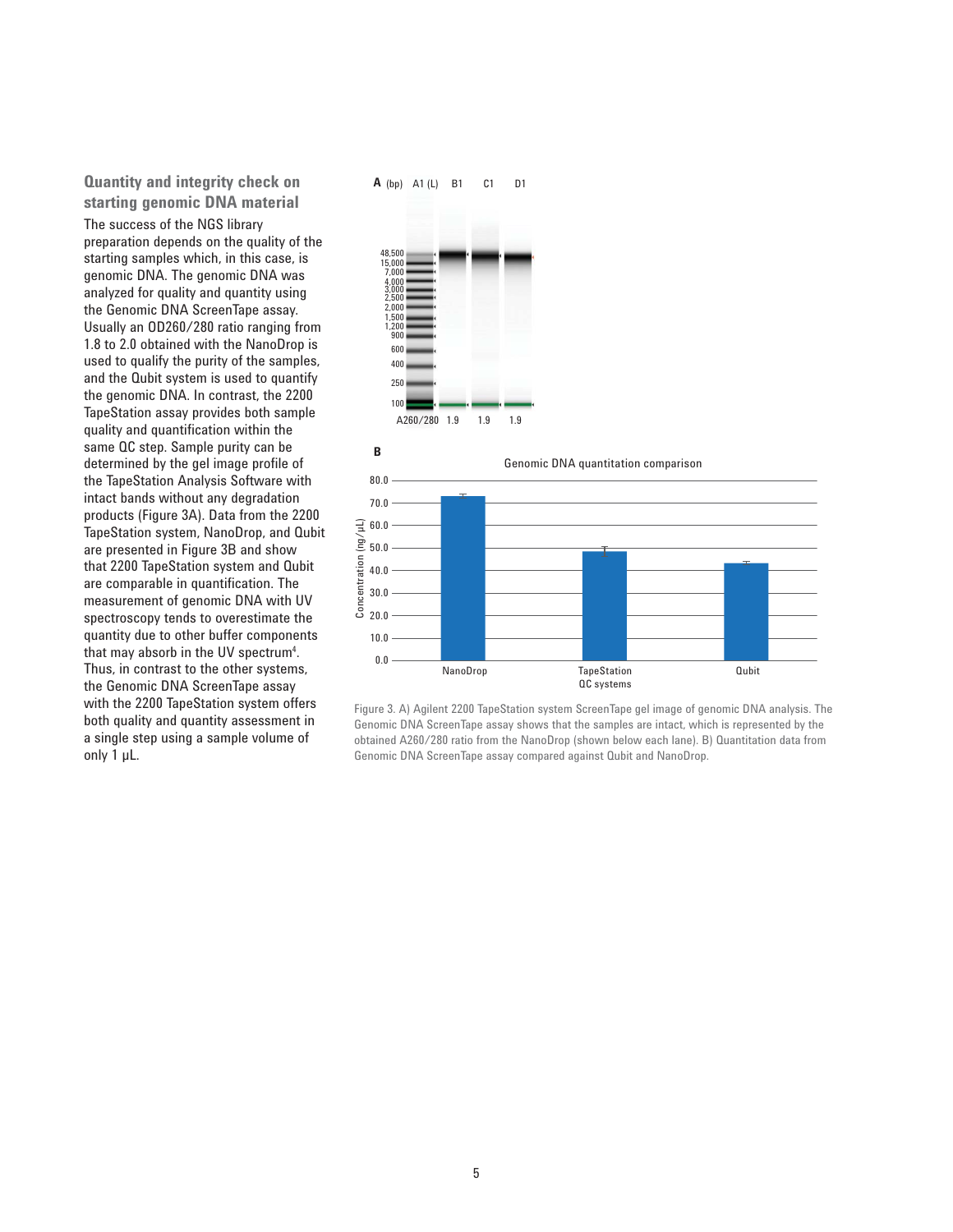## Quantity and integrity check on starting genomic DNA material

The success of the NGS library preparation depends on the quality of the starting samples which, in this case, is genomic DNA. The genomic DNA was analyzed for quality and quantity using the Genomic DNA ScreenTape assay. Usually an OD260/280 ratio ranging from 1.8 to 2.0 obtained with the NanoDrop is used to qualify the purity of the samples, and the Qubit system is used to quantify the genomic DNA. In contrast, the 2200 TapeStation assay provides both sample quality and quantification within the same QC step. Sample purity can be determined by the gel image profile of the TapeStation Analysis Software with intact bands without any degradation products (Figure 3A). Data from the 2200 TapeStation system, NanoDrop, and Qubit are presented in Figure 3B and show that 2200 TapeStation system and Qubit are comparable in quantification. The measurement of genomic DNA with UV spectroscopy tends to overestimate the quantity due to other buffer components that may absorb in the UV spectrum[4]. Thus, in contrast to the other systems, the Genomic DNA ScreenTape assay with the 2200 TapeStation system offers both quality and quantity assessment in a single step using a sample volume of only 1 µL.

Figure 3. A) Agilent 2200 TapeStation system ScreenTape gel image of genomic DNA analysis. The Genomic DNA ScreenTape assay shows that the samples are intact, which is represented by the obtained A260/280 ratio from the NanoDrop (shown below each lane). B) Quantitation data from Genomic DNA ScreenTape assay compared against Qubit and NanoDrop.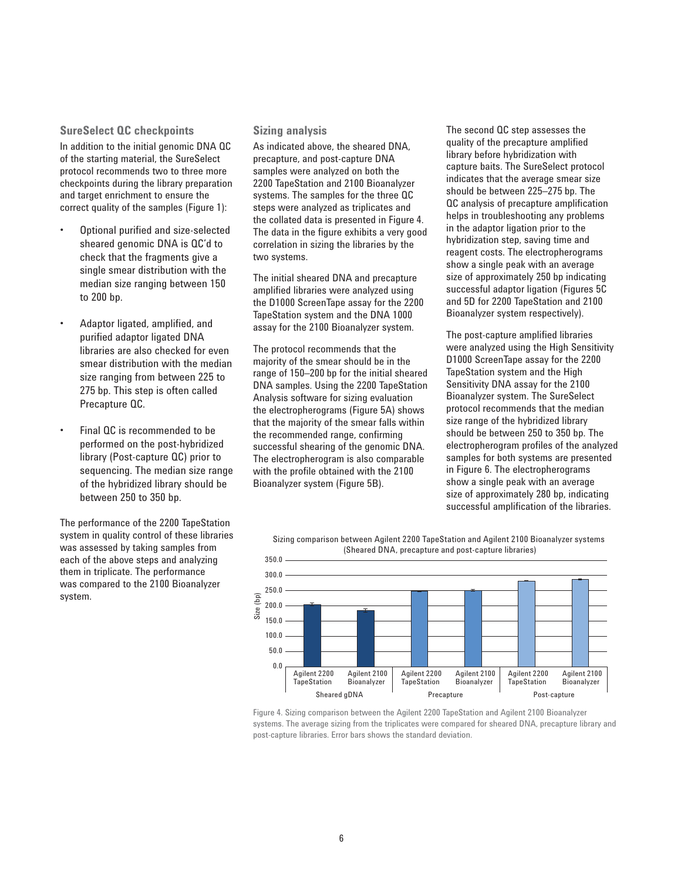### SureSelect QC checkpoints

In addition to the initial genomic DNA QC of the starting material, the SureSelect protocol recommends two to three more checkpoints during the library preparation and target enrichment to ensure the correct quality of the samples (Figure 1):

- Optional purified and size-selected sheared genomic DNA is QC'd to check that the fragments give a single smear distribution with the median size ranging between 150 to 200 bp.
- Adaptor ligated, amplified, and purified adaptor ligated DNA libraries are also checked for even smear distribution with the median size ranging from between 225 to 275 bp. This step is often called Precapture QC.
- Final QC is recommended to be performed on the post-hybridized library (Post-capture QC) prior to sequencing. The median size range of the hybridized library should be between 250 to 350 bp.

The performance of the 2200 TapeStation system in quality control of these libraries was assessed by taking samples from each of the above steps and analyzing them in triplicate. The performance was compared to the 2100 Bioanalyzer system.

### Sizing analysis

As indicated above, the sheared DNA, precapture, and post-capture DNA samples were analyzed on both the 2200 TapeStation and 2100 Bioanalyzer systems. The samples for the three QC steps were analyzed as triplicates and the collated data is presented in Figure 4. The data in the figure exhibits a very good correlation in sizing the libraries by the two systems.

The initial sheared DNA and precapture amplified libraries were analyzed using the D1000 ScreenTape assay for the 2200 TapeStation system and the DNA 1000 assay for the 2100 Bioanalyzer system.

The protocol recommends that the majority of the smear should be in the range of 150–200 bp for the initial sheared DNA samples. Using the 2200 TapeStation Analysis software for sizing evaluation the electropherograms (Figure 5A) shows that the majority of the smear falls within the recommended range, confirming successful shearing of the genomic DNA. The electropherogram is also comparable with the profile obtained with the 2100 Bioanalyzer system (Figure 5B).

The second QC step assesses the quality of the precapture amplified library before hybridization with capture baits. The SureSelect protocol indicates that the average smear size should be between 225–275 bp. The QC analysis of precapture amplification helps in troubleshooting any problems in the adaptor ligation prior to the hybridization step, saving time and reagent costs. The electropherograms show a single peak with an average size of approximately 250 bp indicating successful adaptor ligation (Figures 5C and 5D for 2200 TapeStation and 2100 Bioanalyzer system respectively).

The post-capture amplified libraries were analyzed using the High Sensitivity D1000 ScreenTape assay for the 2200 TapeStation system and the High Sensitivity DNA assay for the 2100 Bioanalyzer system. The SureSelect protocol recommends that the median size range of the hybridized library should be between 250 to 350 bp. The electropherogram profiles of the analyzed samples for both systems are presented in Figure 6. The electropherograms show a single peak with an average size of approximately 280 bp, indicating successful amplification of the libraries.

Sizing comparison between Agilent 2200 TapeStation and Agilent 2100 Bioanalyzer systems (Sheared DNA, precapture and post-capture libraries)

Figure 4. Sizing comparison between the Agilent 2200 TapeStation and Agilent 2100 Bioanalyzer systems. The average sizing from the triplicates were compared for sheared DNA, precapture library and post-capture libraries. Error bars shows the standard deviation.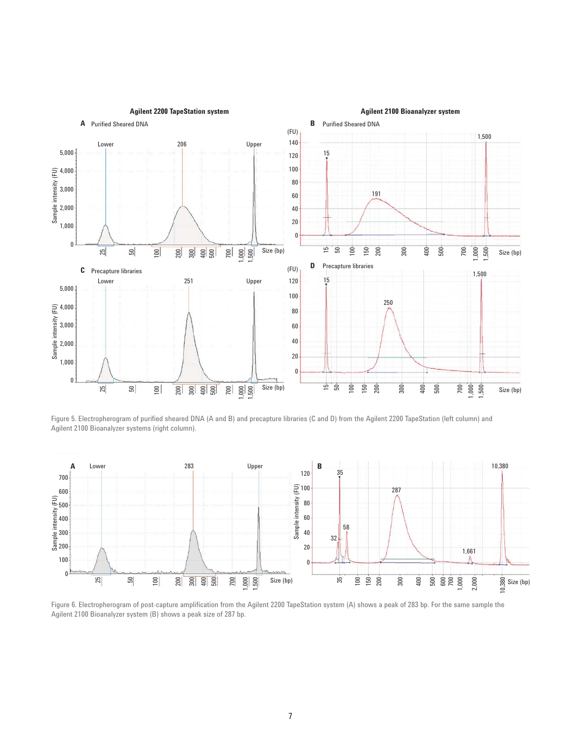Figure 5. Electropherogram of purified sheared DNA (A and B) and precapture libraries (C and D) from the Agilent 2200 TapeStation (left column) and Agilent 2100 Bioanalyzer systems (right column).

Figure 6. Electropherogram of post-capture amplification from the Agilent 2200 TapeStation system (A) shows a peak of 283 bp. For the same sample the Agilent 2100 Bioanalyzer system (B) shows a peak size of 287 bp.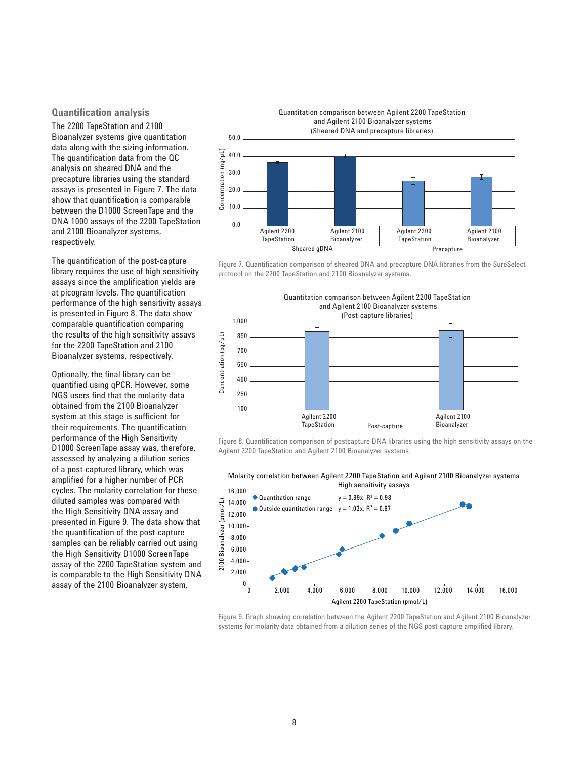## Quantification analysis

The 2200 TapeStation and 2100 Bioanalyzer systems give quantitation data along with the sizing information. The quantification data from the QC analysis on sheared DNA and the precapture libraries using the standard assays is presented in Figure 7. The data show that quantification is comparable between the D1000 ScreenTape and the DNA 1000 assays of the 2200 TapeStation and 2100 Bioanalyzer systems, respectively.

The quantification of the post-capture library requires the use of high sensitivity assays since the amplification yields are at picogram levels. The quantification performance of the high sensitivity assays is presented in Figure 8. The data show comparable quantification comparing the results of the high sensitivity assays for the 2200 TapeStation and 2100 Bioanalyzer systems, respectively.

Optionally, the final library can be quantified using qPCR. However, some NGS users find that the molarity data obtained from the 2100 Bioanalyzer system at this stage is sufficient for their requirements. The quantification performance of the High Sensitivity D1000 ScreenTape assay was, therefore, assessed by analyzing a dilution series of a post-captured library, which was amplified for a higher number of PCR cycles. The molarity correlation for these diluted samples was compared with the High Sensitivity DNA assay and presented in Figure 9. The data show that the quantification of the post-capture samples can be reliably carried out using the High Sensitivity D1000 ScreenTape assay of the 2200 TapeStation system and is comparable to the High Sensitivity DNA assay of the 2100 Bioanalyzer system.

Figure 7. Quantification comparison of sheared DNA and precapture DNA libraries from the SureSelect protocol on the 2200 TapeStation and 2100 Bioanalyzer systems.

Figure 8. Quantification comparison of postcapture DNA libraries using the high sensitivity assays on the Agilent 2200 TapeStation and Agilent 2100 Bioanalyzer systems.

Figure 9. Graph showing correlation between the Agilent 2200 TapeStation and Agilent 2100 Bioanalyzer systems for molarity data obtained from a dilution series of the NGS post-capture amplified library.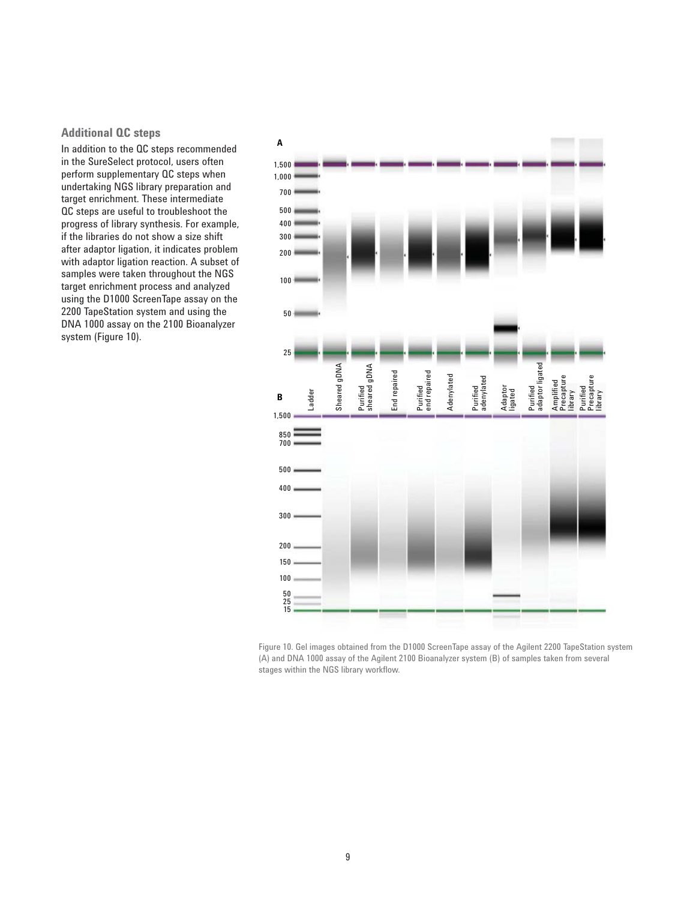## Additional QC steps

In addition to the QC steps recommended in the SureSelect protocol, users often perform supplementary QC steps when undertaking NGS library preparation and target enrichment. These intermediate QC steps are useful to troubleshoot the progress of library synthesis. For example, if the libraries do not show a size shift after adaptor ligation, it indicates problem with adaptor ligation reaction. A subset of samples were taken throughout the NGS target enrichment process and analyzed using the D1000 ScreenTape assay on the 2200 TapeStation system and using the DNA 1000 assay on the 2100 Bioanalyzer system (Figure 10).

Figure 10. Gel images obtained from the D1000 ScreenTape assay of the Agilent 2200 TapeStation system (A) and DNA 1000 assay of the Agilent 2100 Bioanalyzer system (B) of samples taken from several stages within the NGS library workflow.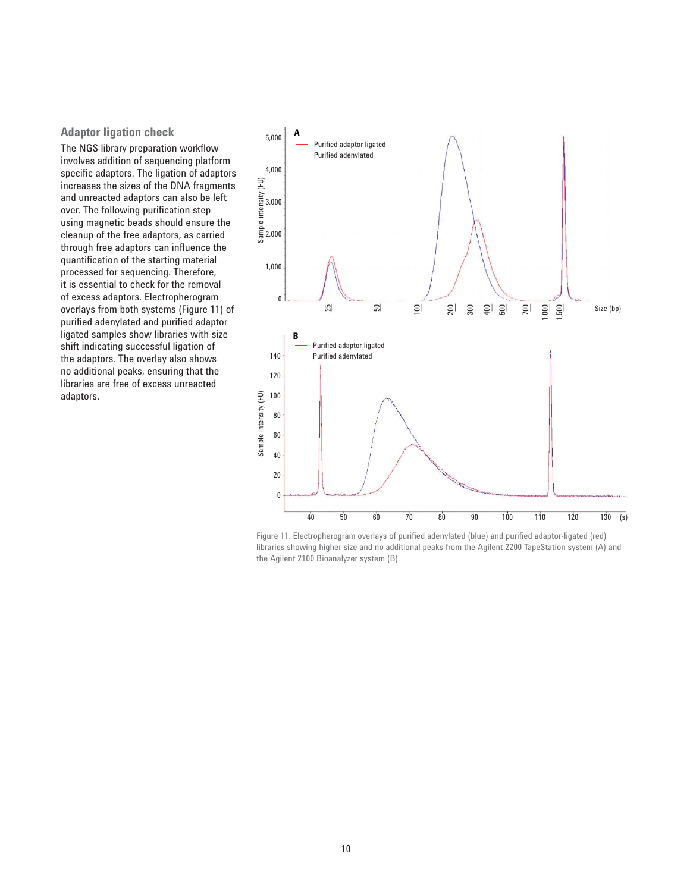## Adaptor ligation check

The NGS library preparation workflow involves addition of sequencing platform specific adaptors. The ligation of adaptors increases the sizes of the DNA fragments and unreacted adaptors can also be left over. The following purification step using magnetic beads should ensure the cleanup of the free adaptors, as carried through free adaptors can influence the quantification of the starting material processed for sequencing. Therefore, it is essential to check for the removal of excess adaptors. Electropherogram overlays from both systems (Figure 11) of purified adenylated and purified adaptor ligated samples show libraries with size shift indicating successful ligation of the adaptors. The overlay also shows no additional peaks, ensuring that the libraries are free of excess unreacted adaptors.

Figure 11. Electropherogram overlays of purified adenylated (blue) and purified adaptor-ligated (red) libraries showing higher size and no additional peaks from the Agilent 2200 TapeStation system (A) and the Agilent 2100 Bioanalyzer system (B).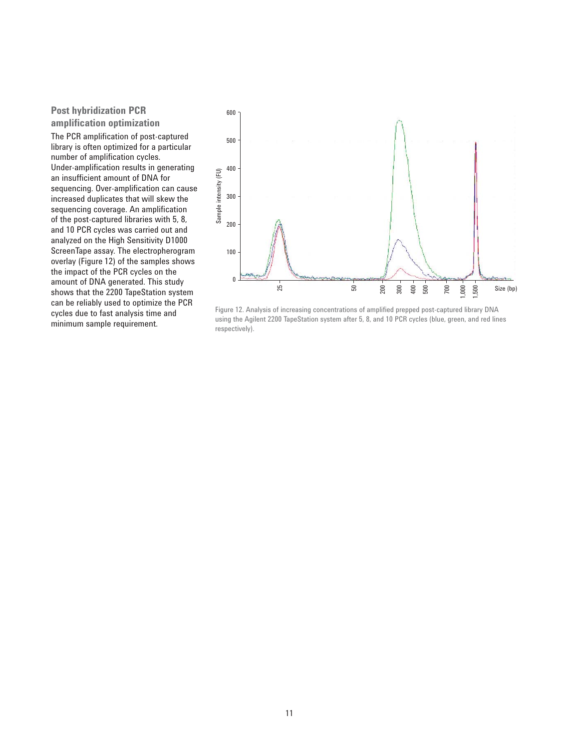## Post hybridization PCR amplification optimization

The PCR amplification of post-captured library is often optimized for a particular number of amplification cycles. Under-amplification results in generating an insufficient amount of DNA for sequencing. Over-amplification can cause increased duplicates that will skew the sequencing coverage. An amplification of the post-captured libraries with 5, 8, and 10 PCR cycles was carried out and analyzed on the High Sensitivity D1000 ScreenTape assay. The electropherogram overlay (Figure 12) of the samples shows the impact of the PCR cycles on the amount of DNA generated. This study shows that the 2200 TapeStation system can be reliably used to optimize the PCR cycles due to fast analysis time and minimum sample requirement.

Figure 12. Analysis of increasing concentrations of amplified prepped post-captured library DNA using the Agilent 2200 TapeStation system after 5, 8, and 10 PCR cycles (blue, green, and red lines respectively).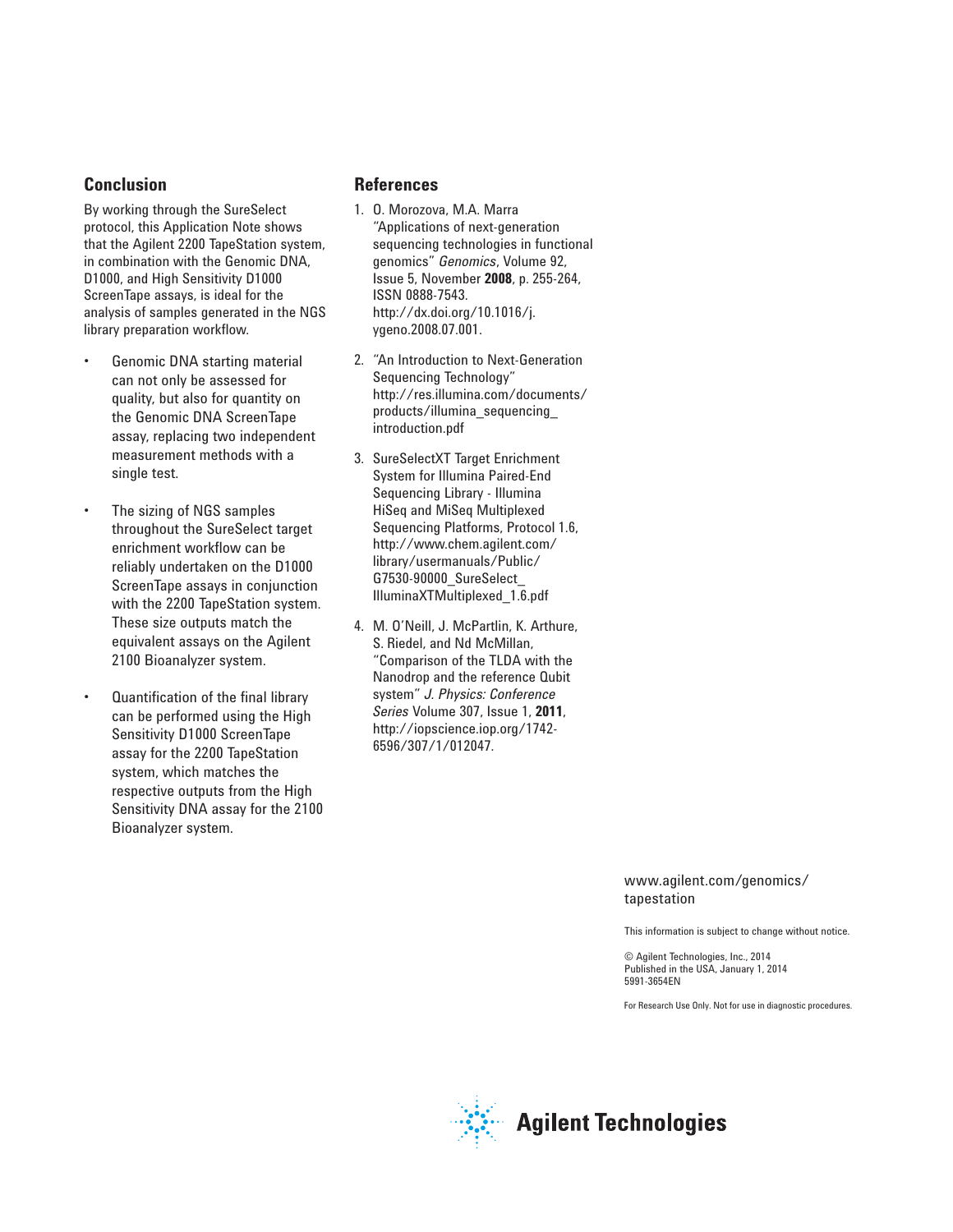## Conclusion

By working through the SureSelect protocol, this Application Note shows that the Agilent 2200 TapeStation system, in combination with the Genomic DNA, D1000, and High Sensitivity D1000 ScreenTape assays, is ideal for the analysis of samples generated in the NGS library preparation workflow.

- Genomic DNA starting material can not only be assessed for quality, but also for quantity on the Genomic DNA ScreenTape assay, replacing two independent measurement methods with a single test.
- The sizing of NGS samples throughout the SureSelect target enrichment workflow can be reliably undertaken on the D1000 ScreenTape assays in conjunction with the 2200 TapeStation system. These size outputs match the equivalent assays on the Agilent 2100 Bioanalyzer system.
- Quantification of the final library can be performed using the High Sensitivity D1000 ScreenTape assay for the 2200 TapeStation system, which matches the respective outputs from the High Sensitivity DNA assay for the 2100 Bioanalyzer system.

## References

1. O. Morozova, M.A. Marra "Applications of next-generation sequencing technologies in functional genomics" *Genomics*, Volume 92, Issue 5, November **2008**, p. 255-264, ISSN 0888-7543. http://dx.doi.org/10.1016/j.ygeno.2008.07.001.
2. "An Introduction to Next-Generation Sequencing Technology" http://res.illumina.com/documents/products/illumina_sequencing_introduction.pdf
3. SureSelectXT Target Enrichment System for Illumina Paired-End Sequencing Library - Illumina HiSeq and MiSeq Multiplexed Sequencing Platforms, Protocol 1.6, http://www.chem.agilent.com/library/usermanuals/Public/G7530-90000_SureSelect_IlluminaXTMultiplexed_1.6.pdf
4. M. O'Neill, J. McPartlin, K. Arthure, S. Riedel, and Nd McMillan, "Comparison of the TLDA with the Nanodrop and the reference Qubit system" *J. Physics: Conference Series* Volume 307, Issue 1, **2011**, http://iopscience.iop.org/1742-6596/307/1/012047.

www.agilent.com/genomics/tapestation

This information is subject to change without notice.

© Agilent Technologies, Inc., 2014
Published in the USA, January 1, 2014
5991-3654EN

For Research Use Only. Not for use in diagnostic procedures.

Agilent Technologies